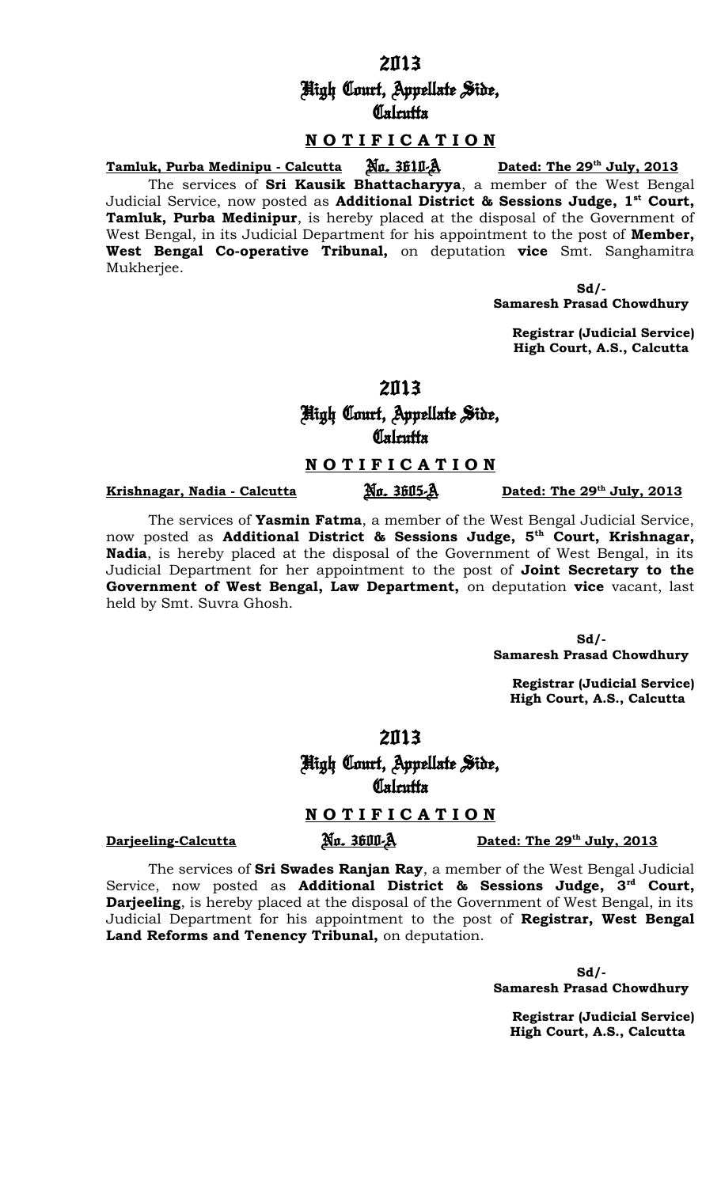# 2013
# High Court, Appellate Side,
# Calcutta

## N O T I F I C A T I O N

**Tamluk, Purba Medinipu - Calcutta** No. 3610-A **Dated: The 29th July, 2013**

The services of **Sri Kausik Bhattacharyya**, a member of the West Bengal Judicial Service, now posted as **Additional District & Sessions Judge, 1st Court, Tamluk, Purba Medinipur**, is hereby placed at the disposal of the Government of West Bengal, in its Judicial Department for his appointment to the post of **Member, West Bengal Co-operative Tribunal,** on deputation **vice** Smt. Sanghamitra Mukherjee.

**Sd/-**
**Samaresh Prasad Chowdhury**

**Registrar (Judicial Service)**
**High Court, A.S., Calcutta**

# 2013
# High Court, Appellate Side,
# Calcutta

## N O T I F I C A T I O N

**Krishnagar, Nadia - Calcutta** No. 3605-A **Dated: The 29th July, 2013**

The services of **Yasmin Fatma**, a member of the West Bengal Judicial Service, now posted as **Additional District & Sessions Judge, 5th Court, Krishnagar, Nadia**, is hereby placed at the disposal of the Government of West Bengal, in its Judicial Department for her appointment to the post of **Joint Secretary to the Government of West Bengal, Law Department,** on deputation **vice** vacant, last held by Smt. Suvra Ghosh.

**Sd/-**
**Samaresh Prasad Chowdhury**

**Registrar (Judicial Service)**
**High Court, A.S., Calcutta**

# 2013
# High Court, Appellate Side,
# Calcutta

## N O T I F I C A T I O N

**Darjeeling-Calcutta** No. 3600-A **Dated: The 29th July, 2013**

The services of **Sri Swades Ranjan Ray**, a member of the West Bengal Judicial Service, now posted as **Additional District & Sessions Judge, 3rd Court, Darjeeling**, is hereby placed at the disposal of the Government of West Bengal, in its Judicial Department for his appointment to the post of **Registrar, West Bengal Land Reforms and Tenency Tribunal,** on deputation.

**Sd/-**
**Samaresh Prasad Chowdhury**

**Registrar (Judicial Service)**
**High Court, A.S., Calcutta**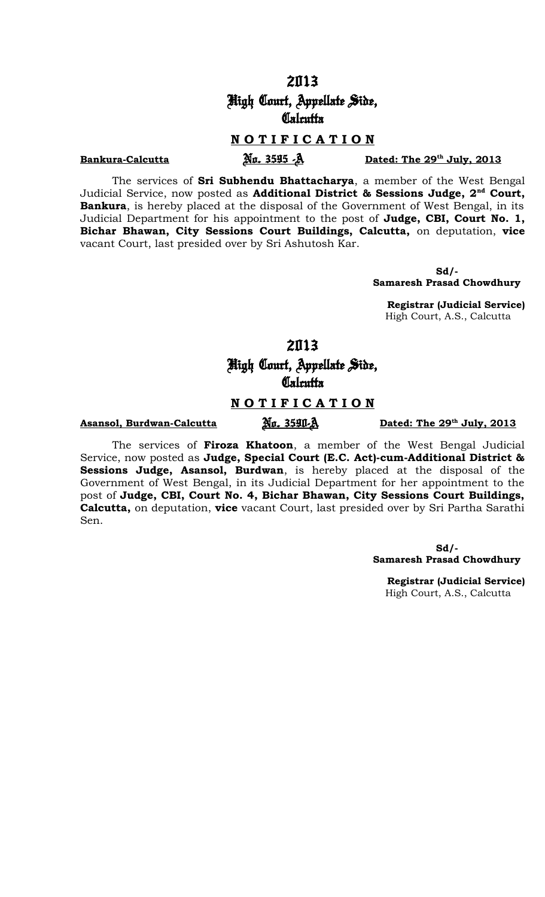# 2013
# High Court, Appellate Side, Calcutta

## N O T I F I C A T I O N

**Bankura-Calcutta** No. 3595 -A **Dated: The 29th July, 2013**

The services of **Sri Subhendu Bhattacharya**, a member of the West Bengal Judicial Service, now posted as **Additional District & Sessions Judge, 2nd Court, Bankura**, is hereby placed at the disposal of the Government of West Bengal, in its Judicial Department for his appointment to the post of **Judge, CBI, Court No. 1, Bichar Bhawan, City Sessions Court Buildings, Calcutta,** on deputation, **vice** vacant Court, last presided over by Sri Ashutosh Kar.

**Sd/-**
**Samaresh Prasad Chowdhury**

**Registrar (Judicial Service)**
High Court, A.S., Calcutta

# 2013
# High Court, Appellate Side, Calcutta

## N O T I F I C A T I O N

**Asansol, Burdwan-Calcutta** No. 3590-A **Dated: The 29th July, 2013**

The services of **Firoza Khatoon**, a member of the West Bengal Judicial Service, now posted as **Judge, Special Court (E.C. Act)-cum-Additional District & Sessions Judge, Asansol, Burdwan**, is hereby placed at the disposal of the Government of West Bengal, in its Judicial Department for her appointment to the post of **Judge, CBI, Court No. 4, Bichar Bhawan, City Sessions Court Buildings, Calcutta,** on deputation, **vice** vacant Court, last presided over by Sri Partha Sarathi Sen.

**Sd/-**
**Samaresh Prasad Chowdhury**

**Registrar (Judicial Service)**
High Court, A.S., Calcutta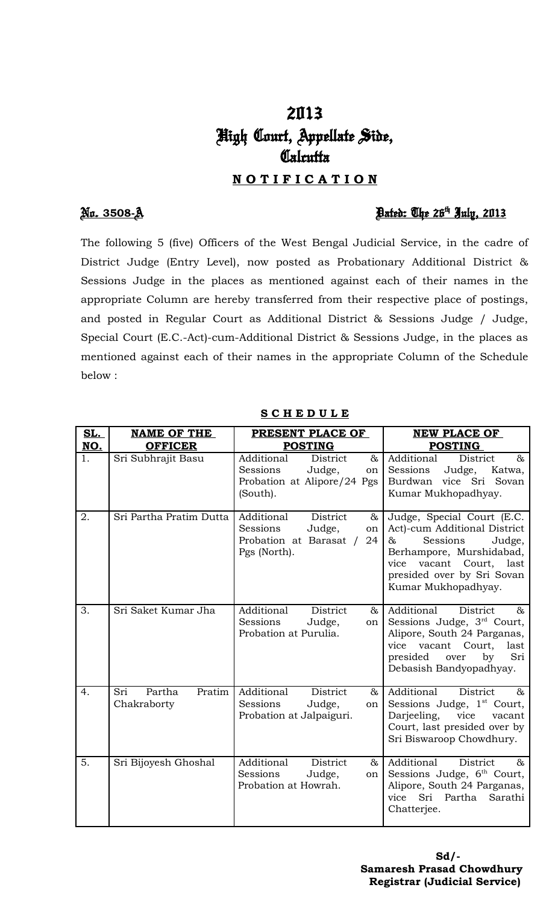# 2013
# High Court, Appellate Side,
# Calcutta

**N O T I F I C A T I O N**

**No. 3508-A** **Dated: The 26th July, 2013**

The following 5 (five) Officers of the West Bengal Judicial Service, in the cadre of District Judge (Entry Level), now posted as Probationary Additional District & Sessions Judge in the places as mentioned against each of their names in the appropriate Column are hereby transferred from their respective place of postings, and posted in Regular Court as Additional District & Sessions Judge / Judge, Special Court (E.C.-Act)-cum-Additional District & Sessions Judge, in the places as mentioned against each of their names in the appropriate Column of the Schedule below :

**S C H E D U L E**

| SL. NO. | NAME OF THE OFFICER | PRESENT PLACE OF POSTING | NEW PLACE OF POSTING |
|---|---|---|---|
| 1. | Sri Subhrajit Basu | Additional District & Sessions Judge, on Probation at Alipore/24 Pgs (South). | Additional District & Sessions Judge, Katwa, Burdwan vice Sri Sovan Kumar Mukhopadhyay. |
| 2. | Sri Partha Pratim Dutta | Additional District & Sessions Judge, on Probation at Barasat / 24 Pgs (North). | Judge, Special Court (E.C. Act)-cum Additional District & Sessions Judge, Berhampore, Murshidabad, vice vacant Court, last presided over by Sri Sovan Kumar Mukhopadhyay. |
| 3. | Sri Saket Kumar Jha | Additional District & Sessions Judge, on Probation at Purulia. | Additional District & Sessions Judge, 3rd Court, Alipore, South 24 Parganas, vice vacant Court, last presided over by Sri Debasish Bandyopadhyay. |
| 4. | Sri Partha Pratim Chakraborty | Additional District & Sessions Judge, on Probation at Jalpaiguri. | Additional District & Sessions Judge, 1st Court, Darjeeling, vice vacant Court, last presided over by Sri Biswaroop Chowdhury. |
| 5. | Sri Bijoyesh Ghoshal | Additional District & Sessions Judge, on Probation at Howrah. | Additional District & Sessions Judge, 6th Court, Alipore, South 24 Parganas, vice Sri Partha Sarathi Chatterjee. |

**Sd/-**
**Samaresh Prasad Chowdhury**
**Registrar (Judicial Service)**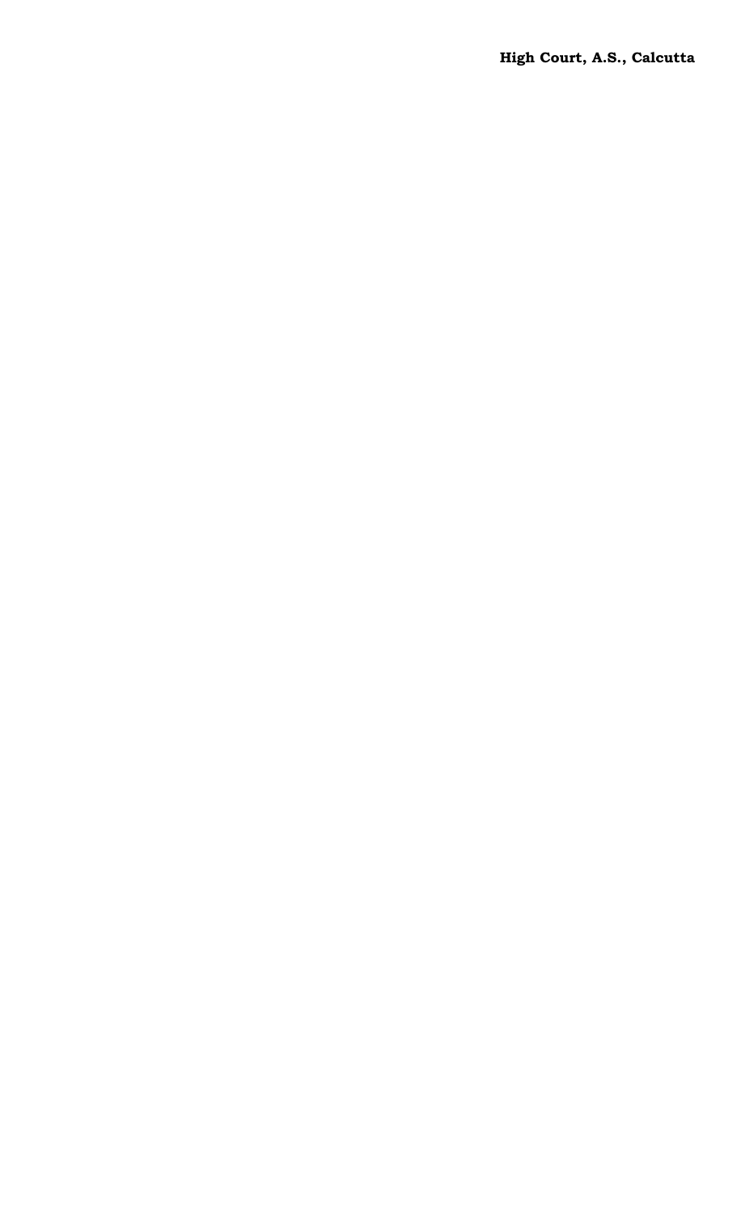**High Court, A.S., Calcutta**